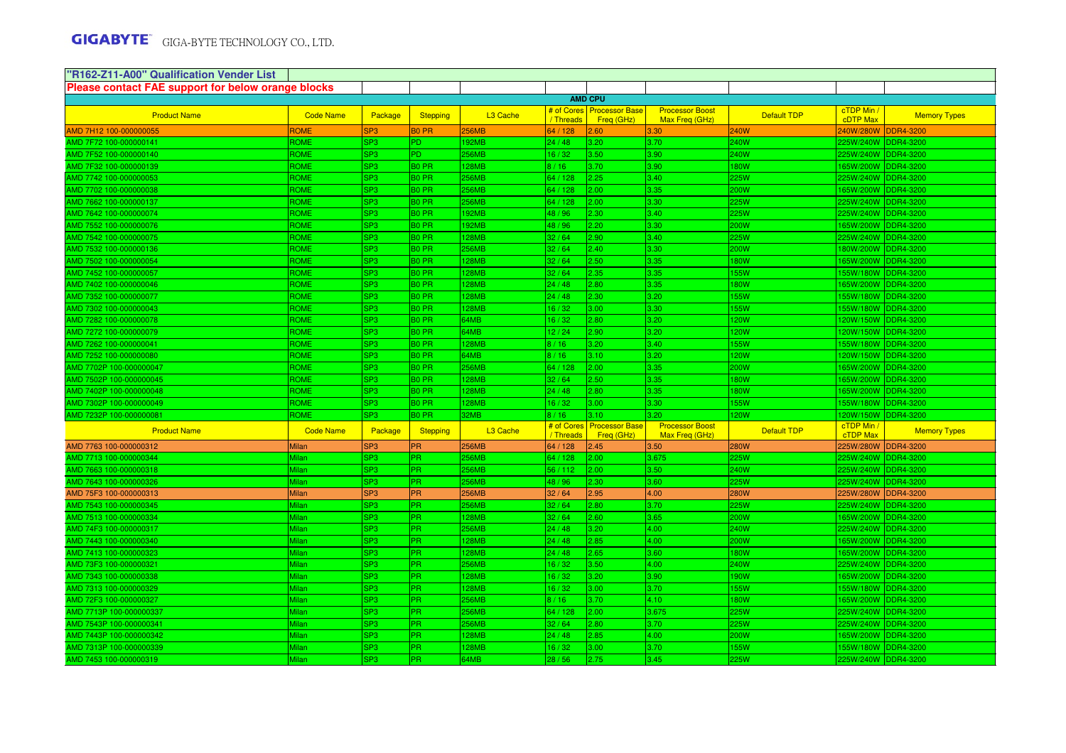GIGABYTE GIGA-BYTE TECHNOLOGY CO., LTD.

**"R162-Z11-A00" Qualification Vender List**

**Please contact FAE support for below orange blocks**

| AMD CPU | | | | | | | | | | |
|---|---|---|---|---|---|---|---|---|---|---|
| Product Name | Code Name | Package | Stepping | L3 Cache | # of Cores / Threads | Processor Base Freq (GHz) | Processor Boost Max Freq (GHz) | Default TDP | cTDP Min / cTDP Max | Memory Types |
| AMD 7H12 100-000000055 | ROME | SP3 | B0 PR | 256MB | 64 / 128 | 2.60 | 3.30 | 240W | 240W/280W | DDR4-3200 |
| AMD 7F72 100-000000141 | ROME | SP3 | PD | 192MB | 24 / 48 | 3.20 | 3.70 | 240W | 225W/240W | DDR4-3200 |
| AMD 7F52 100-000000140 | ROME | SP3 | PD | 256MB | 16 / 32 | 3.50 | 3.90 | 240W | 225W/240W | DDR4-3200 |
| AMD 7F32 100-000000139 | ROME | SP3 | B0 PR | 128MB | 8 / 16 | 3.70 | 3.90 | 180W | 165W/200W | DDR4-3200 |
| AMD 7742 100-000000053 | ROME | SP3 | B0 PR | 256MB | 64 / 128 | 2.25 | 3.40 | 225W | 225W/240W | DDR4-3200 |
| AMD 7702 100-000000038 | ROME | SP3 | B0 PR | 256MB | 64 / 128 | 2.00 | 3.35 | 200W | 165W/200W | DDR4-3200 |
| AMD 7662 100-000000137 | ROME | SP3 | B0 PR | 256MB | 64 / 128 | 2.00 | 3.30 | 225W | 225W/240W | DDR4-3200 |
| AMD 7642 100-000000074 | ROME | SP3 | B0 PR | 192MB | 48 / 96 | 2.30 | 3.40 | 225W | 225W/240W | DDR4-3200 |
| AMD 7552 100-000000076 | ROME | SP3 | B0 PR | 192MB | 48 / 96 | 2.20 | 3.30 | 200W | 165W/200W | DDR4-3200 |
| AMD 7542 100-000000075 | ROME | SP3 | B0 PR | 128MB | 32 / 64 | 2.90 | 3.40 | 225W | 225W/240W | DDR4-3200 |
| AMD 7532 100-000000136 | ROME | SP3 | B0 PR | 256MB | 32 / 64 | 2.40 | 3.30 | 200W | 180W/200W | DDR4-3200 |
| AMD 7502 100-000000054 | ROME | SP3 | B0 PR | 128MB | 32 / 64 | 2.50 | 3.35 | 180W | 165W/200W | DDR4-3200 |
| AMD 7452 100-000000057 | ROME | SP3 | B0 PR | 128MB | 32 / 64 | 2.35 | 3.35 | 155W | 155W/180W | DDR4-3200 |
| AMD 7402 100-000000046 | ROME | SP3 | B0 PR | 128MB | 24 / 48 | 2.80 | 3.35 | 180W | 165W/200W | DDR4-3200 |
| AMD 7352 100-000000077 | ROME | SP3 | B0 PR | 128MB | 24 / 48 | 2.30 | 3.20 | 155W | 155W/180W | DDR4-3200 |
| AMD 7302 100-000000043 | ROME | SP3 | B0 PR | 128MB | 16 / 32 | 3.00 | 3.30 | 155W | 155W/180W | DDR4-3200 |
| AMD 7282 100-000000078 | ROME | SP3 | B0 PR | 64MB | 16 / 32 | 2.80 | 3.20 | 120W | 120W/150W | DDR4-3200 |
| AMD 7272 100-000000079 | ROME | SP3 | B0 PR | 64MB | 12 / 24 | 2.90 | 3.20 | 120W | 120W/150W | DDR4-3200 |
| AMD 7262 100-000000041 | ROME | SP3 | B0 PR | 128MB | 8 / 16 | 3.20 | 3.40 | 155W | 155W/180W | DDR4-3200 |
| AMD 7252 100-000000080 | ROME | SP3 | B0 PR | 64MB | 8 / 16 | 3.10 | 3.20 | 120W | 120W/150W | DDR4-3200 |
| AMD 7702P 100-000000047 | ROME | SP3 | B0 PR | 256MB | 64 / 128 | 2.00 | 3.35 | 200W | 165W/200W | DDR4-3200 |
| AMD 7502P 100-000000045 | ROME | SP3 | B0 PR | 128MB | 32 / 64 | 2.50 | 3.35 | 180W | 165W/200W | DDR4-3200 |
| AMD 7402P 100-000000048 | ROME | SP3 | B0 PR | 128MB | 24 / 48 | 2.80 | 3.35 | 180W | 165W/200W | DDR4-3200 |
| AMD 7302P 100-000000049 | ROME | SP3 | B0 PR | 128MB | 16 / 32 | 3.00 | 3.30 | 155W | 155W/180W | DDR4-3200 |
| AMD 7232P 100-000000081 | ROME | SP3 | B0 PR | 32MB | 8 / 16 | 3.10 | 3.20 | 120W | 120W/150W | DDR4-3200 |
| Product Name | Code Name | Package | Stepping | L3 Cache | # of Cores / Threads | Processor Base Freq (GHz) | Processor Boost Max Freq (GHz) | Default TDP | cTDP Min / cTDP Max | Memory Types |
| AMD 7763 100-000000312 | Milan | SP3 | PR | 256MB | 64 / 128 | 2.45 | 3.50 | 280W | 225W/280W | DDR4-3200 |
| AMD 7713 100-000000344 | Milan | SP3 | PR | 256MB | 64 / 128 | 2.00 | 3.675 | 225W | 225W/240W | DDR4-3200 |
| AMD 7663 100-000000318 | Milan | SP3 | PR | 256MB | 56 / 112 | 2.00 | 3.50 | 240W | 225W/240W | DDR4-3200 |
| AMD 7643 100-000000326 | Milan | SP3 | PR | 256MB | 48 / 96 | 2.30 | 3.60 | 225W | 225W/240W | DDR4-3200 |
| AMD 75F3 100-000000313 | Milan | SP3 | PR | 256MB | 32 / 64 | 2.95 | 4.00 | 280W | 225W/280W | DDR4-3200 |
| AMD 7543 100-000000345 | Milan | SP3 | PR | 256MB | 32 / 64 | 2.80 | 3.70 | 225W | 225W/240W | DDR4-3200 |
| AMD 7513 100-000000334 | Milan | SP3 | PR | 128MB | 32 / 64 | 2.60 | 3.65 | 200W | 165W/200W | DDR4-3200 |
| AMD 74F3 100-000000317 | Milan | SP3 | PR | 256MB | 24 / 48 | 3.20 | 4.00 | 240W | 225W/240W | DDR4-3200 |
| AMD 7443 100-000000340 | Milan | SP3 | PR | 128MB | 24 / 48 | 2.85 | 4.00 | 200W | 165W/200W | DDR4-3200 |
| AMD 7413 100-000000323 | Milan | SP3 | PR | 128MB | 24 / 48 | 2.65 | 3.60 | 180W | 165W/200W | DDR4-3200 |
| AMD 73F3 100-000000321 | Milan | SP3 | PR | 256MB | 16 / 32 | 3.50 | 4.00 | 240W | 225W/240W | DDR4-3200 |
| AMD 7343 100-000000338 | Milan | SP3 | PR | 128MB | 16 / 32 | 3.20 | 3.90 | 190W | 165W/200W | DDR4-3200 |
| AMD 7313 100-000000329 | Milan | SP3 | PR | 128MB | 16 / 32 | 3.00 | 3.70 | 155W | 155W/180W | DDR4-3200 |
| AMD 72F3 100-000000327 | Milan | SP3 | PR | 256MB | 8 / 16 | 3.70 | 4.10 | 180W | 165W/200W | DDR4-3200 |
| AMD 7713P 100-000000337 | Milan | SP3 | PR | 256MB | 64 / 128 | 2.00 | 3.675 | 225W | 225W/240W | DDR4-3200 |
| AMD 7543P 100-000000341 | Milan | SP3 | PR | 256MB | 32 / 64 | 2.80 | 3.70 | 225W | 225W/240W | DDR4-3200 |
| AMD 7443P 100-000000342 | Milan | SP3 | PR | 128MB | 24 / 48 | 2.85 | 4.00 | 200W | 165W/200W | DDR4-3200 |
| AMD 7313P 100-000000339 | Milan | SP3 | PR | 128MB | 16 / 32 | 3.00 | 3.70 | 155W | 155W/180W | DDR4-3200 |
| AMD 7453 100-000000319 | Milan | SP3 | PR | 64MB | 28 / 56 | 2.75 | 3.45 | 225W | 225W/240W | DDR4-3200 |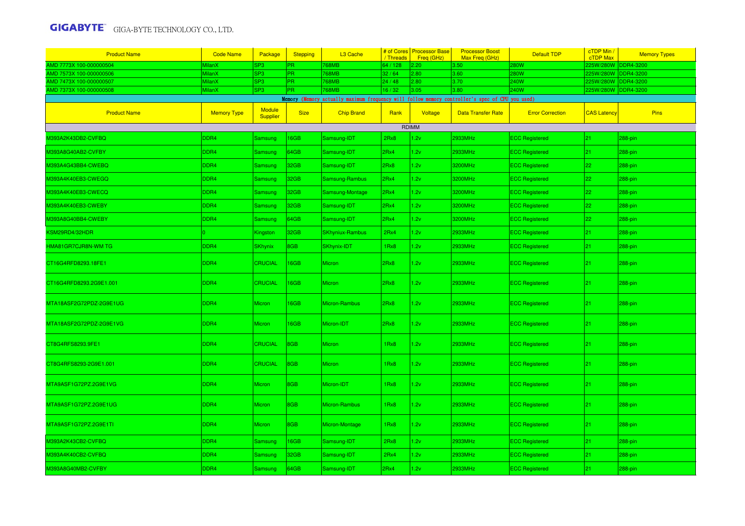| Product Name | Code Name | Package | Stepping | L3 Cache | # of Cores / Threads | Processor Base Freq (GHz) | Processor Boost Max Freq (GHz) | Default TDP | cTDP Min / cTDP Max | Memory Types |
|---|---|---|---|---|---|---|---|---|---|---|
| AMD 7773X 100-000000504 | MilanX | SP3 | PR | 768MB | 64 / 128 | 2.20 | 3.50 | 280W | 225W/280W | DDR4-3200 |
| AMD 7573X 100-000000506 | MilanX | SP3 | PR | 768MB | 32 / 64 | 2.80 | 3.60 | 280W | 225W/280W | DDR4-3200 |
| AMD 7473X 100-000000507 | MilanX | SP3 | PR | 768MB | 24 / 48 | 2.80 | 3.70 | 240W | 225W/280W | DDR4-3200 |
| AMD 7373X 100-000000508 | MilanX | SP3 | PR | 768MB | 16 / 32 | 3.05 | 3.80 | 240W | 225W/280W | DDR4-3200 |

Memory (Memory actually maximum frequency will follow memory controller's spec of CPU you used)

| Product Name | Memory Type | Module Supplier | Size | Chip Brand | Rank | Voltage | Data Transfer Rate | Error Correction | CAS Latency | Pins |
|---|---|---|---|---|---|---|---|---|---|---|
| RDIMM | | | | | | | | | | |
| M393A2K43DB2-CVFBQ | DDR4 | Samsung | 16GB | Samsung-IDT | 2Rx8 | 1.2v | 2933MHz | ECC Registered | 21 | 288-pin |
| M393A8G40AB2-CVFBY | DDR4 | Samsung | 64GB | Samsung-IDT | 2Rx4 | 1.2v | 2933MHz | ECC Registered | 21 | 288-pin |
| M393A4G43BB4-CWEBQ | DDR4 | Samsung | 32GB | Samsung-IDT | 2Rx8 | 1.2v | 3200MHz | ECC Registered | 22 | 288-pin |
| M393A4K40EB3-CWEGQ | DDR4 | Samsung | 32GB | Samsung-Rambus | 2Rx4 | 1.2v | 3200MHz | ECC Registered | 22 | 288-pin |
| M393A4K40EB3-CWECQ | DDR4 | Samsung | 32GB | Samsung-Montage | 2Rx4 | 1.2v | 3200MHz | ECC Registered | 22 | 288-pin |
| M393A4K40EB3-CWEBY | DDR4 | Samsung | 32GB | Samsung-IDT | 2Rx4 | 1.2v | 3200MHz | ECC Registered | 22 | 288-pin |
| M393A8G40BB4-CWEBY | DDR4 | Samsung | 64GB | Samsung-IDT | 2Rx4 | 1.2v | 3200MHz | ECC Registered | 22 | 288-pin |
| KSM29RD4/32HDR | 0 | Kingston | 32GB | SKhyniux-Rambus | 2Rx4 | 1.2v | 2933MHz | ECC Registered | 21 | 288-pin |
| HMA81GR7CJR8N-WM TG | DDR4 | SKhynix | 8GB | SKhynix-IDT | 1Rx8 | 1.2v | 2933MHz | ECC Registered | 21 | 288-pin |
| CT16G4RFD8293.18FE1 | DDR4 | CRUCIAL | 16GB | Micron | 2Rx8 | 1.2v | 2933MHz | ECC Registered | 21 | 288-pin |
| CT16G4RFD8293.2G9E1.001 | DDR4 | CRUCIAL | 16GB | Micron | 2Rx8 | 1.2v | 2933MHz | ECC Registered | 21 | 288-pin |
| MTA18ASF2G72PDZ-2G9E1UG | DDR4 | Micron | 16GB | Micron-Rambus | 2Rx8 | 1.2v | 2933MHz | ECC Registered | 21 | 288-pin |
| MTA18ASF2G72PDZ-2G9E1VG | DDR4 | Micron | 16GB | Micron-IDT | 2Rx8 | 1.2v | 2933MHz | ECC Registered | 21 | 288-pin |
| CT8G4RFS8293.9FE1 | DDR4 | CRUCIAL | 8GB | Micron | 1Rx8 | 1.2v | 2933MHz | ECC Registered | 21 | 288-pin |
| CT8G4RFS8293-2G9E1.001 | DDR4 | CRUCIAL | 8GB | Micron | 1Rx8 | 1.2v | 2933MHz | ECC Registered | 21 | 288-pin |
| MTA9ASF1G72PZ.2G9E1VG | DDR4 | Micron | 8GB | Micron-IDT | 1Rx8 | 1.2v | 2933MHz | ECC Registered | 21 | 288-pin |
| MTA9ASF1G72PZ.2G9E1UG | DDR4 | Micron | 8GB | Micron-Rambus | 1Rx8 | 1.2v | 2933MHz | ECC Registered | 21 | 288-pin |
| MTA9ASF1G72PZ.2G9E1TI | DDR4 | Micron | 8GB | Micron-Montage | 1Rx8 | 1.2v | 2933MHz | ECC Registered | 21 | 288-pin |
| M393A2K43CB2-CVFBQ | DDR4 | Samsung | 16GB | Samsung-IDT | 2Rx8 | 1.2v | 2933MHz | ECC Registered | 21 | 288-pin |
| M393A4K40CB2-CVFBQ | DDR4 | Samsung | 32GB | Samsung-IDT | 2Rx4 | 1.2v | 2933MHz | ECC Registered | 21 | 288-pin |
| M393A8G40MB2-CVFBY | DDR4 | Samsung | 64GB | Samsung-IDT | 2Rx4 | 1.2v | 2933MHz | ECC Registered | 21 | 288-pin |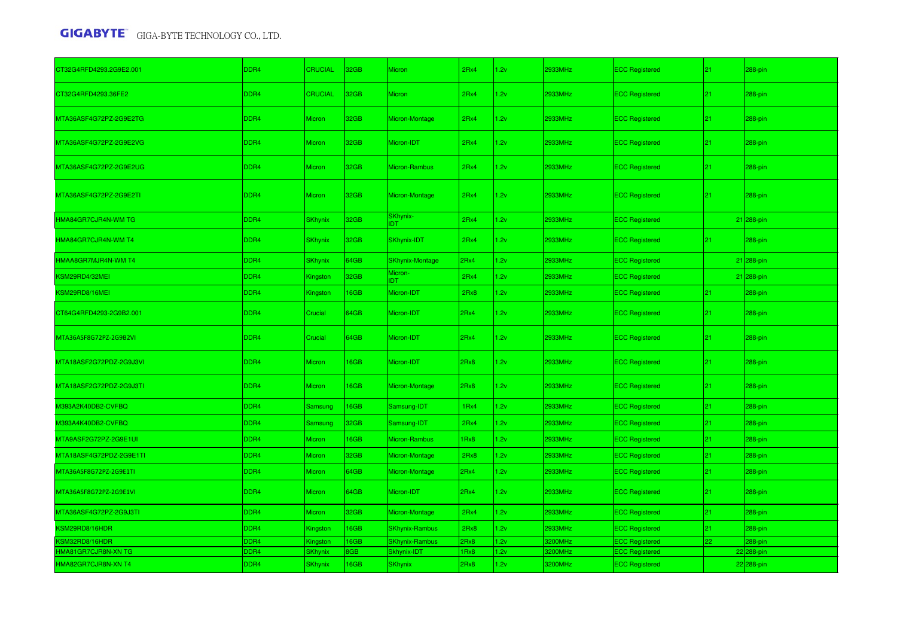| CT32G4RFD4293.2G9E2.001 | DDR4 | CRUCIAL | 32GB | Micron | 2Rx4 | 1.2v | 2933MHz | ECC Registered | 21 | 288-pin |
|---|---|---|---|---|---|---|---|---|---|---|
| CT32G4RFD4293.36FE2 | DDR4 | CRUCIAL | 32GB | Micron | 2Rx4 | 1.2v | 2933MHz | ECC Registered | 21 | 288-pin |
| MTA36ASF4G72PZ-2G9E2TG | DDR4 | Micron | 32GB | Micron-Montage | 2Rx4 | 1.2v | 2933MHz | ECC Registered | 21 | 288-pin |
| MTA36ASF4G72PZ-2G9E2VG | DDR4 | Micron | 32GB | Micron-IDT | 2Rx4 | 1.2v | 2933MHz | ECC Registered | 21 | 288-pin |
| MTA36ASF4G72PZ-2G9E2UG | DDR4 | Micron | 32GB | Micron-Rambus | 2Rx4 | 1.2v | 2933MHz | ECC Registered | 21 | 288-pin |
| MTA36ASF4G72PZ-2G9E2TI | DDR4 | Micron | 32GB | Micron-Montage | 2Rx4 | 1.2v | 2933MHz | ECC Registered | 21 | 288-pin |
| HMA84GR7CJR4N-WM TG | DDR4 | SKhynix | 32GB | SKhynix-IDT | 2Rx4 | 1.2v | 2933MHz | ECC Registered | 21 | 288-pin |
| HMA84GR7CJR4N-WM T4 | DDR4 | SKhynix | 32GB | SKhynix-IDT | 2Rx4 | 1.2v | 2933MHz | ECC Registered | 21 | 288-pin |
| HMAA8GR7MJR4N-WM T4 | DDR4 | SKhynix | 64GB | SKhynix-Montage | 2Rx4 | 1.2v | 2933MHz | ECC Registered | 21 | 288-pin |
| KSM29RD4/32MEI | DDR4 | Kingston | 32GB | Micron-IDT | 2Rx4 | 1.2v | 2933MHz | ECC Registered | 21 | 288-pin |
| KSM29RD8/16MEI | DDR4 | Kingston | 16GB | Micron-IDT | 2Rx8 | 1.2v | 2933MHz | ECC Registered | 21 | 288-pin |
| CT64G4RFD4293-2G9B2.001 | DDR4 | Crucial | 64GB | Micron-IDT | 2Rx4 | 1.2v | 2933MHz | ECC Registered | 21 | 288-pin |
| MTA36ASF8G72PZ-2G9B2VI | DDR4 | Crucial | 64GB | Micron-IDT | 2Rx4 | 1.2v | 2933MHz | ECC Registered | 21 | 288-pin |
| MTA18ASF2G72PDZ-2G9J3VI | DDR4 | Micron | 16GB | Micron-IDT | 2Rx8 | 1.2v | 2933MHz | ECC Registered | 21 | 288-pin |
| MTA18ASF2G72PDZ-2G9J3TI | DDR4 | Micron | 16GB | Micron-Montage | 2Rx8 | 1.2v | 2933MHz | ECC Registered | 21 | 288-pin |
| M393A2K40DB2-CVFBQ | DDR4 | Samsung | 16GB | Samsung-IDT | 1Rx4 | 1.2v | 2933MHz | ECC Registered | 21 | 288-pin |
| M393A4K40DB2-CVFBQ | DDR4 | Samsung | 32GB | Samsung-IDT | 2Rx4 | 1.2v | 2933MHz | ECC Registered | 21 | 288-pin |
| MTA9ASF2G72PZ-2G9E1UI | DDR4 | Micron | 16GB | Micron-Rambus | 1Rx8 | 1.2v | 2933MHz | ECC Registered | 21 | 288-pin |
| MTA18ASF4G72PDZ-2G9E1TI | DDR4 | Micron | 32GB | Micron-Montage | 2Rx8 | 1.2v | 2933MHz | ECC Registered | 21 | 288-pin |
| MTA36ASF8G72PZ-2G9E1TI | DDR4 | Micron | 64GB | Micron-Montage | 2Rx4 | 1.2v | 2933MHz | ECC Registered | 21 | 288-pin |
| MTA36ASF8G72PZ-2G9E1VI | DDR4 | Micron | 64GB | Micron-IDT | 2Rx4 | 1.2v | 2933MHz | ECC Registered | 21 | 288-pin |
| MTA36ASF4G72PZ-2G9J3TI | DDR4 | Micron | 32GB | Micron-Montage | 2Rx4 | 1.2v | 2933MHz | ECC Registered | 21 | 288-pin |
| KSM29RD8/16HDR | DDR4 | Kingston | 16GB | SKhynix-Rambus | 2Rx8 | 1.2v | 2933MHz | ECC Registered | 21 | 288-pin |
| KSM32RD8/16HDR | DDR4 | Kingston | 16GB | SKhynix-Rambus | 2Rx8 | 1.2v | 3200MHz | ECC Registered | 22 | 288-pin |
| HMA81GR7CJR8N-XN TG | DDR4 | SKhynix | 8GB | Skhynix-IDT | 1Rx8 | 1.2v | 3200MHz | ECC Registered | 22 | 288-pin |
| HMA82GR7CJR8N-XN T4 | DDR4 | SKhynix | 16GB | SKhynix | 2Rx8 | 1.2v | 3200MHz | ECC Registered | 22 | 288-pin |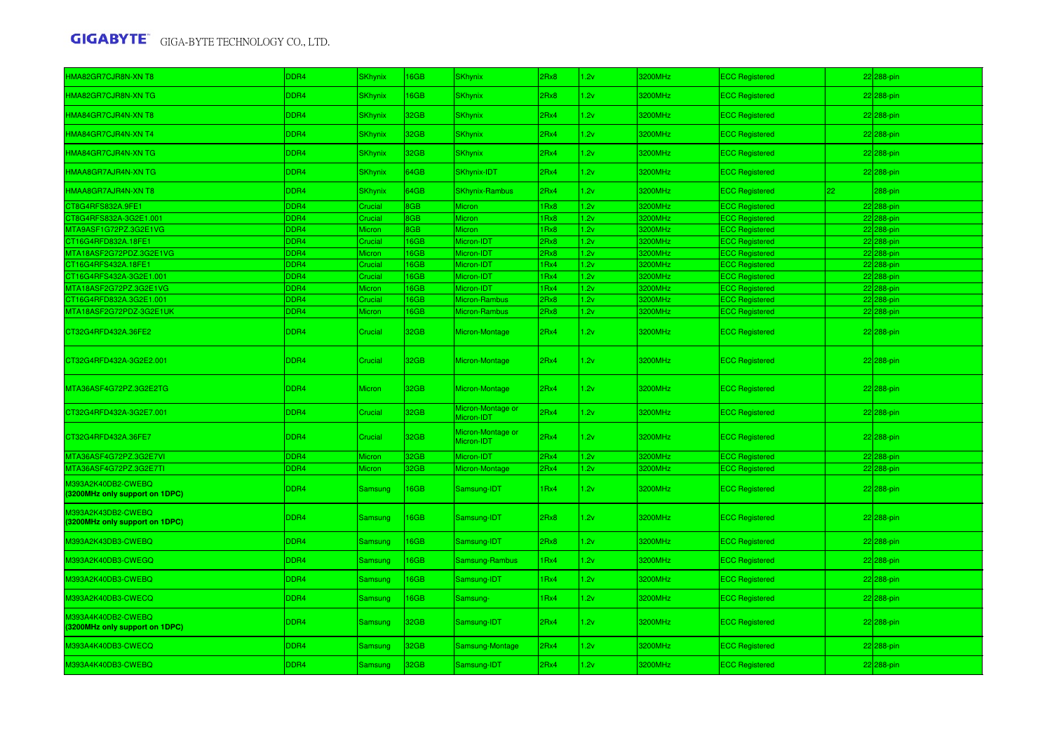| | | | | | | | | | | |
|---|---|---|---|---|---|---|---|---|---|---|
| HMA82GR7CJR8N-XN T8 | DDR4 | SKhynix | 16GB | SKhynix | 2Rx8 | 1.2v | 3200MHz | ECC Registered | 22 | 288-pin |
| HMA82GR7CJR8N-XN TG | DDR4 | SKhynix | 16GB | SKhynix | 2Rx8 | 1.2v | 3200MHz | ECC Registered | 22 | 288-pin |
| HMA84GR7CJR4N-XN T8 | DDR4 | SKhynix | 32GB | SKhynix | 2Rx4 | 1.2v | 3200MHz | ECC Registered | 22 | 288-pin |
| HMA84GR7CJR4N-XN T4 | DDR4 | SKhynix | 32GB | SKhynix | 2Rx4 | 1.2v | 3200MHz | ECC Registered | 22 | 288-pin |
| HMA84GR7CJR4N-XN TG | DDR4 | SKhynix | 32GB | SKhynix | 2Rx4 | 1.2v | 3200MHz | ECC Registered | 22 | 288-pin |
| HMAA8GR7AJR4N-XN TG | DDR4 | SKhynix | 64GB | SKhynix-IDT | 2Rx4 | 1.2v | 3200MHz | ECC Registered | 22 | 288-pin |
| HMAA8GR7AJR4N-XN T8 | DDR4 | SKhynix | 64GB | SKhynix-Rambus | 2Rx4 | 1.2v | 3200MHz | ECC Registered | 22 | 288-pin |
| CT8G4RFS832A.9FE1 | DDR4 | Crucial | 8GB | Micron | 1Rx8 | 1.2v | 3200MHz | ECC Registered | 22 | 288-pin |
| CT8G4RFS832A-3G2E1.001 | DDR4 | Crucial | 8GB | Micron | 1Rx8 | 1.2v | 3200MHz | ECC Registered | 22 | 288-pin |
| MTA9ASF1G72PZ.3G2E1VG | DDR4 | Micron | 8GB | Micron | 1Rx8 | 1.2v | 3200MHz | ECC Registered | 22 | 288-pin |
| CT16G4RFD832A.18FE1 | DDR4 | Crucial | 16GB | Micron-IDT | 2Rx8 | 1.2v | 3200MHz | ECC Registered | 22 | 288-pin |
| MTA18ASF2G72PDZ.3G2E1VG | DDR4 | Micron | 16GB | Micron-IDT | 2Rx8 | 1.2v | 3200MHz | ECC Registered | 22 | 288-pin |
| CT16G4RFS432A.18FE1 | DDR4 | Crucial | 16GB | Micron-IDT | 1Rx4 | 1.2v | 3200MHz | ECC Registered | 22 | 288-pin |
| CT16G4RFS432A-3G2E1.001 | DDR4 | Crucial | 16GB | Micron-IDT | 1Rx4 | 1.2v | 3200MHz | ECC Registered | 22 | 288-pin |
| MTA18ASF2G72PZ.3G2E1VG | DDR4 | Micron | 16GB | Micron-IDT | 1Rx4 | 1.2v | 3200MHz | ECC Registered | 22 | 288-pin |
| CT16G4RFD832A.3G2E1.001 | DDR4 | Crucial | 16GB | Micron-Rambus | 2Rx8 | 1.2v | 3200MHz | ECC Registered | 22 | 288-pin |
| MTA18ASF2G72PDZ-3G2E1UK | DDR4 | Micron | 16GB | Micron-Rambus | 2Rx8 | 1.2v | 3200MHz | ECC Registered | 22 | 288-pin |
| CT32G4RFD432A.36FE2 | DDR4 | Crucial | 32GB | Micron-Montage | 2Rx4 | 1.2v | 3200MHz | ECC Registered | 22 | 288-pin |
| CT32G4RFD432A-3G2E2.001 | DDR4 | Crucial | 32GB | Micron-Montage | 2Rx4 | 1.2v | 3200MHz | ECC Registered | 22 | 288-pin |
| MTA36ASF4G72PZ.3G2E2TG | DDR4 | Micron | 32GB | Micron-Montage | 2Rx4 | 1.2v | 3200MHz | ECC Registered | 22 | 288-pin |
| CT32G4RFD432A-3G2E7.001 | DDR4 | Crucial | 32GB | Micron-Montage or Micron-IDT | 2Rx4 | 1.2v | 3200MHz | ECC Registered | 22 | 288-pin |
| CT32G4RFD432A.36FE7 | DDR4 | Crucial | 32GB | Micron-Montage or Micron-IDT | 2Rx4 | 1.2v | 3200MHz | ECC Registered | 22 | 288-pin |
| MTA36ASF4G72PZ.3G2E7Vi | DDR4 | Micron | 32GB | Micron-IDT | 2Rx4 | 1.2v | 3200MHz | ECC Registered | 22 | 288-pin |
| MTA36ASF4G72PZ.3G2E7TI | DDR4 | Micron | 32GB | Micron-Montage | 2Rx4 | 1.2v | 3200MHz | ECC Registered | 22 | 288-pin |
| M393A2K40DB2-CWEBQ **(3200MHz only support on 1DPC)** | DDR4 | Samsung | 16GB | Samsung-IDT | 1Rx4 | 1.2v | 3200MHz | ECC Registered | 22 | 288-pin |
| M393A2K43DB2-CWEBQ **(3200MHz only support on 1DPC)** | DDR4 | Samsung | 16GB | Samsung-IDT | 2Rx8 | 1.2v | 3200MHz | ECC Registered | 22 | 288-pin |
| M393A2K43DB3-CWEBQ | DDR4 | Samsung | 16GB | Samsung-IDT | 2Rx8 | 1.2v | 3200MHz | ECC Registered | 22 | 288-pin |
| M393A2K40DB3-CWEGQ | DDR4 | Samsung | 16GB | Samsung-Rambus | 1Rx4 | 1.2v | 3200MHz | ECC Registered | 22 | 288-pin |
| M393A2K40DB3-CWEBQ | DDR4 | Samsung | 16GB | Samsung-IDT | 1Rx4 | 1.2v | 3200MHz | ECC Registered | 22 | 288-pin |
| M393A2K40DB3-CWECQ | DDR4 | Samsung | 16GB | Samsung- | 1Rx4 | 1.2v | 3200MHz | ECC Registered | 22 | 288-pin |
| M393A4K40DB2-CWEBQ **(3200MHz only support on 1DPC)** | DDR4 | Samsung | 32GB | Samsung-IDT | 2Rx4 | 1.2v | 3200MHz | ECC Registered | 22 | 288-pin |
| M393A4K40DB3-CWECQ | DDR4 | Samsung | 32GB | Samsung-Montage | 2Rx4 | 1.2v | 3200MHz | ECC Registered | 22 | 288-pin |
| M393A4K40DB3-CWEBQ | DDR4 | Samsung | 32GB | Samsung-IDT | 2Rx4 | 1.2v | 3200MHz | ECC Registered | 22 | 288-pin |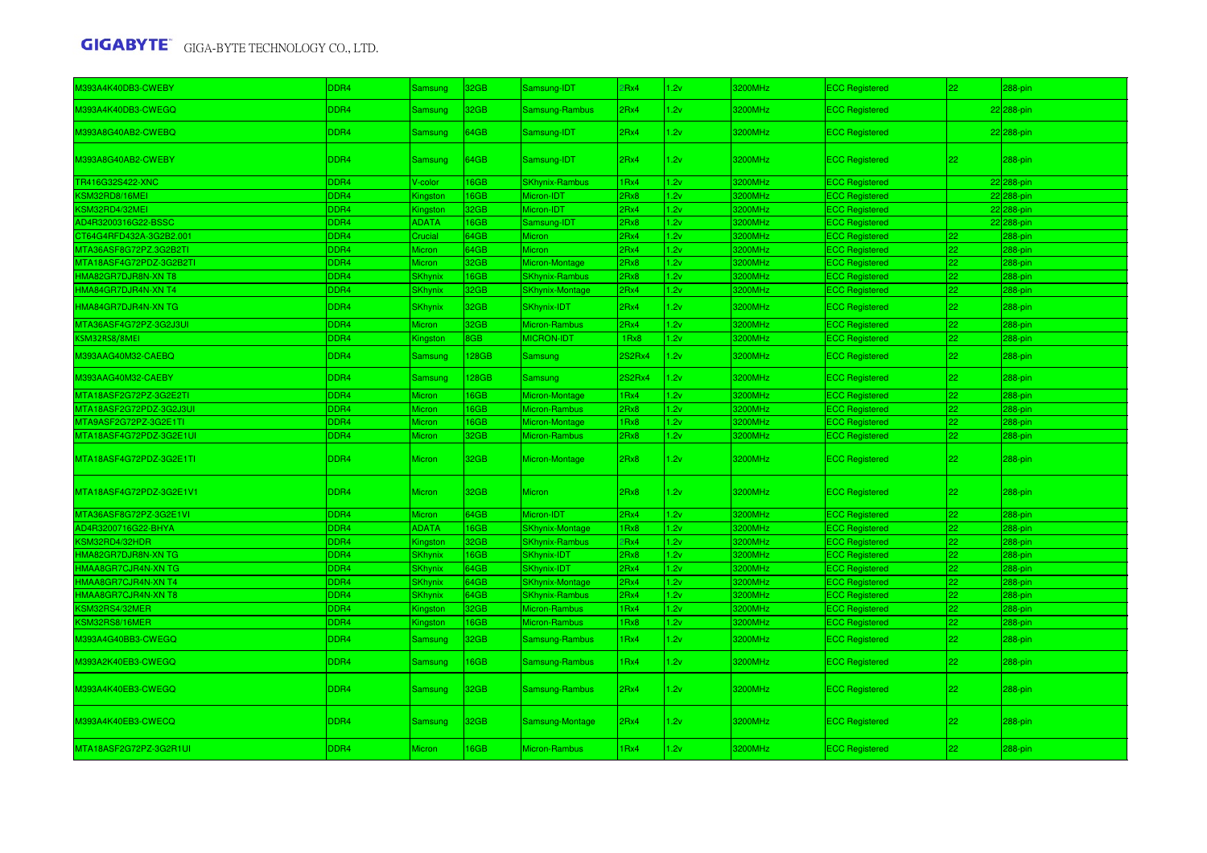| M393A4K40DB3-CWEBY | DDR4 | Samsung | 32GB | Samsung-IDT | 2Rx4 | 1.2v | 3200MHz | ECC Registered | 22 | 288-pin |
|---|---|---|---|---|---|---|---|---|---|---|
| M393A4K40DB3-CWEGQ | DDR4 | Samsung | 32GB | Samsung-Rambus | 2Rx4 | 1.2v | 3200MHz | ECC Registered | 22 | 288-pin |
| M393A8G40AB2-CWEBQ | DDR4 | Samsung | 64GB | Samsung-IDT | 2Rx4 | 1.2v | 3200MHz | ECC Registered | 22 | 288-pin |
| M393A8G40AB2-CWEBY | DDR4 | Samsung | 64GB | Samsung-IDT | 2Rx4 | 1.2v | 3200MHz | ECC Registered | 22 | 288-pin |
| TR416G32S422-XNC | DDR4 | V-color | 16GB | SKhynix-Rambus | 1Rx4 | 1.2v | 3200MHz | ECC Registered | 22 | 288-pin |
| KSM32RD8/16MEI | DDR4 | Kingston | 16GB | Micron-IDT | 2Rx8 | 1.2v | 3200MHz | ECC Registered | 22 | 288-pin |
| KSM32RD4/32MEI | DDR4 | Kingston | 32GB | Micron-IDT | 2Rx4 | 1.2v | 3200MHz | ECC Registered | 22 | 288-pin |
| AD4R3200316G22-BSSC | DDR4 | ADATA | 16GB | Samsung-IDT | 2Rx8 | 1.2v | 3200MHz | ECC Registered | 22 | 288-pin |
| CT64G4RFD432A-3G2B2.001 | DDR4 | Crucial | 64GB | Micron | 2Rx4 | 1.2v | 3200MHz | ECC Registered | 22 | 288-pin |
| MTA36ASF8G72PZ.3G2B2TI | DDR4 | Micron | 64GB | Micron | 2Rx4 | 1.2v | 3200MHz | ECC Registered | 22 | 288-pin |
| MTA18ASF4G72PDZ-3G2B2TI | DDR4 | Micron | 32GB | Micron-Montage | 2Rx8 | 1.2v | 3200MHz | ECC Registered | 22 | 288-pin |
| HMA82GR7DJR8N-XN T8 | DDR4 | SKhynix | 16GB | SKhynix-Rambus | 2Rx8 | 1.2v | 3200MHz | ECC Registered | 22 | 288-pin |
| HMA84GR7DJR4N-XN T4 | DDR4 | SKhynix | 32GB | SKhynix-Montage | 2Rx4 | 1.2v | 3200MHz | ECC Registered | 22 | 288-pin |
| HMA84GR7DJR4N-XN TG | DDR4 | SKhynix | 32GB | SKhynix-IDT | 2Rx4 | 1.2v | 3200MHz | ECC Registered | 22 | 288-pin |
| MTA36ASF4G72PZ-3G2J3UI | DDR4 | Micron | 32GB | Micron-Rambus | 2Rx4 | 1.2v | 3200MHz | ECC Registered | 22 | 288-pin |
| KSM32RS8/8MEI | DDR4 | Kingston | 8GB | MICRON-IDT | 1Rx8 | 1.2v | 3200MHz | ECC Registered | 22 | 288-pin |
| M393AAG40M32-CAEBQ | DDR4 | Samsung | 128GB | Samsung | 2S2Rx4 | 1.2v | 3200MHz | ECC Registered | 22 | 288-pin |
| M393AAG40M32-CAEBY | DDR4 | Samsung | 128GB | Samsung | 2S2Rx4 | 1.2v | 3200MHz | ECC Registered | 22 | 288-pin |
| MTA18ASF2G72PZ-3G2E2TI | DDR4 | Micron | 16GB | Micron-Montage | 1Rx4 | 1.2v | 3200MHz | ECC Registered | 22 | 288-pin |
| MTA18ASF2G72PDZ-3G2J3UI | DDR4 | Micron | 16GB | Micron-Rambus | 2Rx8 | 1.2v | 3200MHz | ECC Registered | 22 | 288-pin |
| MTA9ASF2G72PZ-3G2E1TI | DDR4 | Micron | 16GB | Micron-Montage | 1Rx8 | 1.2v | 3200MHz | ECC Registered | 22 | 288-pin |
| MTA18ASF4G72PDZ-3G2E1UI | DDR4 | Micron | 32GB | Micron-Rambus | 2Rx8 | 1.2v | 3200MHz | ECC Registered | 22 | 288-pin |
| MTA18ASF4G72PDZ-3G2E1TI | DDR4 | Micron | 32GB | Micron-Montage | 2Rx8 | 1.2v | 3200MHz | ECC Registered | 22 | 288-pin |
| MTA18ASF4G72PDZ-3G2E1V1 | DDR4 | Micron | 32GB | Micron | 2Rx8 | 1.2v | 3200MHz | ECC Registered | 22 | 288-pin |
| MTA36ASF8G72PZ-3G2E1VI | DDR4 | Micron | 64GB | Micron-IDT | 2Rx4 | 1.2v | 3200MHz | ECC Registered | 22 | 288-pin |
| AD4R3200716G22-BHYA | DDR4 | ADATA | 16GB | SKhynix-Montage | 1Rx8 | 1.2v | 3200MHz | ECC Registered | 22 | 288-pin |
| KSM32RD4/32HDR | DDR4 | Kingston | 32GB | SKhynix-Rambus | 2Rx4 | 1.2v | 3200MHz | ECC Registered | 22 | 288-pin |
| HMA82GR7DJR8N-XN TG | DDR4 | SKhynix | 16GB | SKhynix-IDT | 2Rx8 | 1.2v | 3200MHz | ECC Registered | 22 | 288-pin |
| HMAA8GR7CJR4N-XN TG | DDR4 | SKhynix | 64GB | SKhynix-IDT | 2Rx4 | 1.2v | 3200MHz | ECC Registered | 22 | 288-pin |
| HMAA8GR7CJR4N-XN T4 | DDR4 | SKhynix | 64GB | SKhynix-Montage | 2Rx4 | 1.2v | 3200MHz | ECC Registered | 22 | 288-pin |
| HMAA8GR7CJR4N-XN T8 | DDR4 | SKhynix | 64GB | SKhynix-Rambus | 2Rx4 | 1.2v | 3200MHz | ECC Registered | 22 | 288-pin |
| KSM32RS4/32MER | DDR4 | Kingston | 32GB | Micron-Rambus | 1Rx4 | 1.2v | 3200MHz | ECC Registered | 22 | 288-pin |
| KSM32RS8/16MER | DDR4 | Kingston | 16GB | Micron-Rambus | 1Rx8 | 1.2v | 3200MHz | ECC Registered | 22 | 288-pin |
| M393A4G40BB3-CWEGQ | DDR4 | Samsung | 32GB | Samsung-Rambus | 1Rx4 | 1.2v | 3200MHz | ECC Registered | 22 | 288-pin |
| M393A2K40EB3-CWEGQ | DDR4 | Samsung | 16GB | Samsung-Rambus | 1Rx4 | 1.2v | 3200MHz | ECC Registered | 22 | 288-pin |
| M393A4K40EB3-CWEGQ | DDR4 | Samsung | 32GB | Samsung-Rambus | 2Rx4 | 1.2v | 3200MHz | ECC Registered | 22 | 288-pin |
| M393A4K40EB3-CWECQ | DDR4 | Samsung | 32GB | Samsung-Montage | 2Rx4 | 1.2v | 3200MHz | ECC Registered | 22 | 288-pin |
| MTA18ASF2G72PZ-3G2R1UI | DDR4 | Micron | 16GB | Micron-Rambus | 1Rx4 | 1.2v | 3200MHz | ECC Registered | 22 | 288-pin |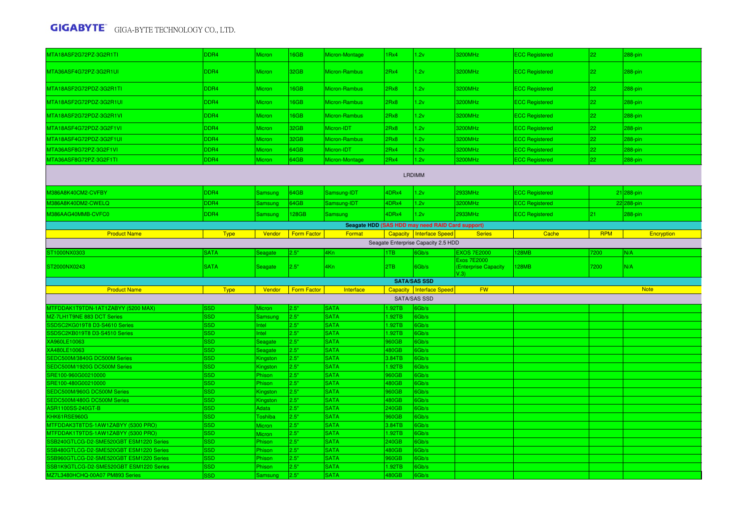| | | | | | | | | | | |
|---|---|---|---|---|---|---|---|---|---|---|
| MTA18ASF2G72PZ-3G2R1TI | DDR4 | Micron | 16GB | Micron-Montage | 1Rx4 | 1.2v | 3200MHz | ECC Registered | 22 | 288-pin |
| MTA36ASF4G72PZ-3G2R1UI | DDR4 | Micron | 32GB | Micron-Rambus | 2Rx4 | 1.2v | 3200MHz | ECC Registered | 22 | 288-pin |
| MTA18ASF2G72PDZ-3G2R1TI | DDR4 | Micron | 16GB | Micron-Rambus | 2Rx8 | 1.2v | 3200MHz | ECC Registered | 22 | 288-pin |
| MTA18ASF2G72PDZ-3G2R1UI | DDR4 | Micron | 16GB | Micron-Rambus | 2Rx8 | 1.2v | 3200MHz | ECC Registered | 22 | 288-pin |
| MTA18ASF2G72PDZ-3G2R1VI | DDR4 | Micron | 16GB | Micron-Rambus | 2Rx8 | 1.2v | 3200MHz | ECC Registered | 22 | 288-pin |
| MTA18ASF4G72PDZ-3G2F1VI | DDR4 | Micron | 32GB | Micron-IDT | 2Rx8 | 1.2v | 3200MHz | ECC Registered | 22 | 288-pin |
| MTA18ASF4G72PDZ-3G2F1UI | DDR4 | Micron | 32GB | Micron-Rambus | 2Rx8 | 1.2v | 3200MHz | ECC Registered | 22 | 288-pin |
| MTA36ASF8G72PZ-3G2F1VI | DDR4 | Micron | 64GB | Micron-IDT | 2Rx4 | 1.2v | 3200MHz | ECC Registered | 22 | 288-pin |
| MTA36ASF8G72PZ-3G2F1TI | DDR4 | Micron | 64GB | Micron-Montage | 2Rx4 | 1.2v | 3200MHz | ECC Registered | 22 | 288-pin |
| LRDIMM | | | | | | | | | | |
| M386A8K40CM2-CVFBY | DDR4 | Samsung | 64GB | Samsung-IDT | 4DRx4 | 1.2v | 2933MHz | ECC Registered | 21 | 288-pin |
| M386A8K40DM2-CWELQ | DDR4 | Samsung | 64GB | Samsung-IDT | 4DRx4 | 1.2v | 3200MHz | ECC Registered | 22 | 288-pin |
| M386AAG40MMB-CVFC0 | DDR4 | Samsung | 128GB | Samsung | 4DRx4 | 1.2v | 2933MHz | ECC Registered | 21 | 288-pin |

**Seagate HDD (SAS HDD may need RAID Card support)**

| Product Name | Type | Vendor | Form Factor | Format | Capacity | Interface Speed | Series | Cache | RPM | Encryption |
|---|---|---|---|---|---|---|---|---|---|---|
| Seagate Enterprise Capacity 2.5 HDD | | | | | | | | | | |
| ST1000NX0303 | SATA | Seagate | 2.5" | 4Kn | 1TB | 6Gb/s | EXOS 7E2000 | 128MB | 7200 | N/A |
| ST2000NX0243 | SATA | Seagate | 2.5" | 4Kn | 2TB | 6Gb/s | Exos 7E2000 (Enterprise Capacity V.3) | 128MB | 7200 | N/A |

**SATA/SAS SSD**

| Product Name | Type | Vendor | Form Factor | Interface | Capacity | Interface Speed | FW | Note |
|---|---|---|---|---|---|---|---|---|
| SATA/SAS SSD | | | | | | | | |
| MTFDDAK1T9TDN-1AT1ZABYY (5200 MAX) | SSD | Micron | 2.5" | SATA | 1.92TB | 6Gb/s | | |
| MZ-7LH1T9NE 883 DCT Series | SSD | Samsung | 2.5" | SATA | 1.92TB | 6Gb/s | | |
| SSDSC2KG019T8 D3-S4610 Series | SSD | Intel | 2.5" | SATA | 1.92TB | 6Gb/s | | |
| SSDSC2KB019T8 D3-S4510 Series | SSD | Intel | 2.5" | SATA | 1.92TB | 6Gb/s | | |
| XA960LE10063 | SSD | Seagate | 2.5" | SATA | 960GB | 6Gb/s | | |
| XA480LE10063 | SSD | Seagate | 2.5" | SATA | 480GB | 6Gb/s | | |
| SEDC500M/3840G DC500M Series | SSD | Kingston | 2.5" | SATA | 3.84TB | 6Gb/s | | |
| SEDC500M/1920G DC500M Series | SSD | Kingston | 2.5" | SATA | 1.92TB | 6Gb/s | | |
| SRE100-960G00210000 | SSD | Phison | 2.5" | SATA | 960GB | 6Gb/s | | |
| SRE100-480G00210000 | SSD | Phison | 2.5" | SATA | 480GB | 6Gb/s | | |
| SEDC500M/960G DC500M Series | SSD | Kingston | 2.5" | SATA | 960GB | 6Gb/s | | |
| SEDC500M/480G DC500M Series | SSD | Kingston | 2.5" | SATA | 480GB | 6Gb/s | | |
| ASR1100SS-240GT-B | SSD | Adata | 2.5" | SATA | 240GB | 6Gb/s | | |
| KHK61RSE960G | SSD | Toshiba | 2.5" | SATA | 960GB | 6Gb/s | | |
| MTFDDAK3T8TDS-1AW1ZABYY (5300 PRO) | SSD | Micron | 2.5" | SATA | 3.84TB | 6Gb/s | | |
| MTFDDAK1T9TDS-1AW1ZABYY (5300 PRO) | SSD | Micron | 2.5" | SATA | 1.92TB | 6Gb/s | | |
| SSB240GTLCG-D2-SME520GBT ESM1220 Series | SSD | Phison | 2.5" | SATA | 240GB | 6Gb/s | | |
| SSB480GTLCG-D2-SME520GBT ESM1220 Series | SSD | Phison | 2.5" | SATA | 480GB | 6Gb/s | | |
| SSB960GTLCG-D2-SME520GBT ESM1220 Series | SSD | Phison | 2.5" | SATA | 960GB | 6Gb/s | | |
| SSB1K9GTLCG-D2-SME520GBT ESM1220 Series | SSD | Phison | 2.5" | SATA | 1.92TB | 6Gb/s | | |
| MZ7L3480HCHQ-00A07 PM893 Series | SSD | Samsung | 2.5" | SATA | 480GB | 6Gb/s | | |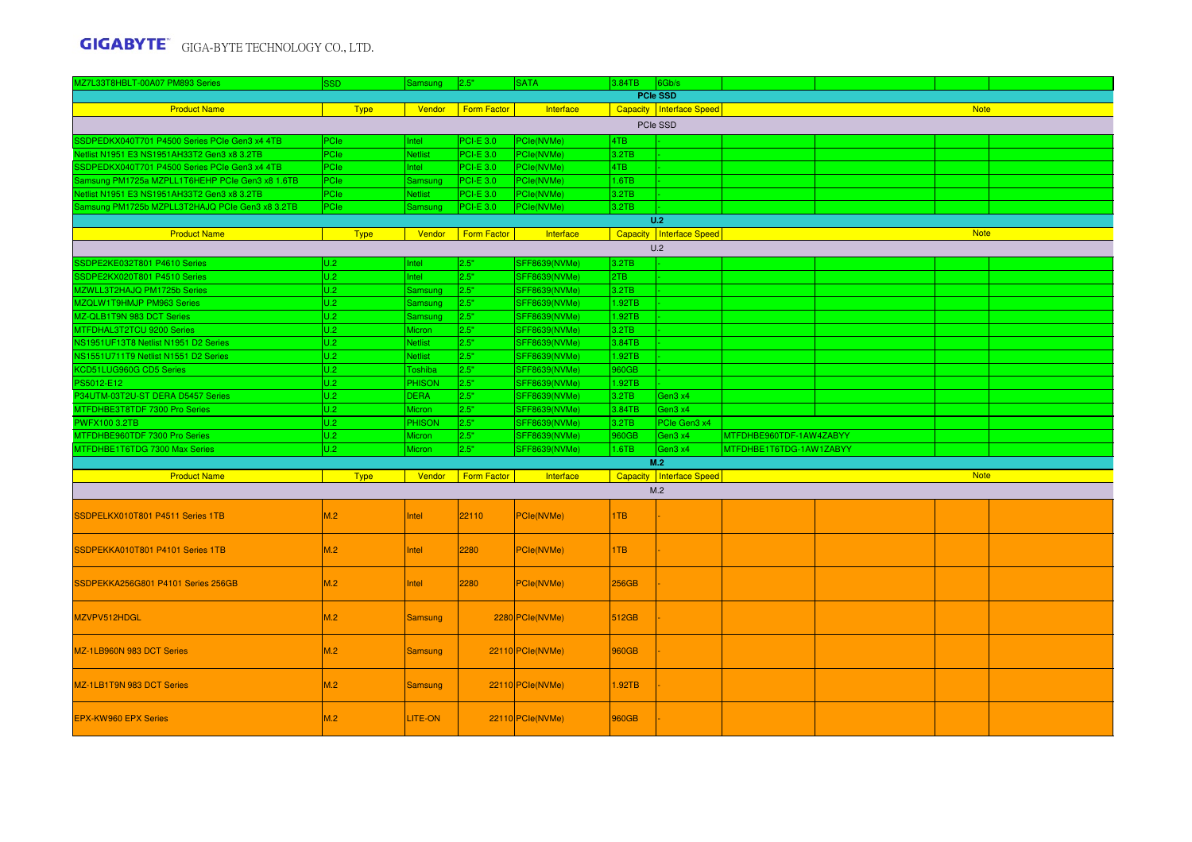| MZ7L33T8HBLT-00A07 PM893 Series | SSD | Samsung | 2.5" | SATA | 3.84TB | 6Gb/s | | | | |
|---|---|---|---|---|---|---|---|---|---|---|

**PCIe SSD**

| Product Name | Type | Vendor | Form Factor | Interface | Capacity | Interface Speed | Note | | | |
|---|---|---|---|---|---|---|---|---|---|---|
| PCIe SSD | | | | | | | | | | |
| SSDPEDKX040T701 P4500 Series PCIe Gen3 x4 4TB | PCIe | Intel | PCI-E 3.0 | PCIe(NVMe) | 4TB | - | | | | |
| Netlist N1951 E3 NS1951AH33T2 Gen3 x8 3.2TB | PCIe | Netlist | PCI-E 3.0 | PCIe(NVMe) | 3.2TB | - | | | | |
| SSDPEDKX040T701 P4500 Series PCIe Gen3 x4 4TB | PCIe | Intel | PCI-E 3.0 | PCIe(NVMe) | 4TB | - | | | | |
| Samsung PM1725a MZPLL1T6HEHP PCIe Gen3 x8 1.6TB | PCIe | Samsung | PCI-E 3.0 | PCIe(NVMe) | 1.6TB | - | | | | |
| Netlist N1951 E3 NS1951AH33T2 Gen3 x8 3.2TB | PCIe | Netlist | PCI-E 3.0 | PCIe(NVMe) | 3.2TB | - | | | | |
| Samsung PM1725b MZPLL3T2HAJQ PCIe Gen3 x8 3.2TB | PCIe | Samsung | PCI-E 3.0 | PCIe(NVMe) | 3.2TB | - | | | | |

**U.2**

| Product Name | Type | Vendor | Form Factor | Interface | Capacity | Interface Speed | Note | | | |
|---|---|---|---|---|---|---|---|---|---|---|
| U.2 | | | | | | | | | | |
| SSDPE2KE032T801 P4610 Series | U.2 | Intel | 2.5" | SFF8639(NVMe) | 3.2TB | - | | | | |
| SSDPE2KX020T801 P4510 Series | U.2 | Intel | 2.5" | SFF8639(NVMe) | 2TB | - | | | | |
| MZWLL3T2HAJQ PM1725b Series | U.2 | Samsung | 2.5" | SFF8639(NVMe) | 3.2TB | - | | | | |
| MZQLW1T9HMJP PM963 Series | U.2 | Samsung | 2.5" | SFF8639(NVMe) | 1.92TB | - | | | | |
| MZ-QLB1T9N 983 DCT Series | U.2 | Samsung | 2.5" | SFF8639(NVMe) | 1.92TB | - | | | | |
| MTFDHAL3T2TCU 9200 Series | U.2 | Micron | 2.5" | SFF8639(NVMe) | 3.2TB | - | | | | |
| NS1951UF13T8 Netlist N1951 D2 Series | U.2 | Netlist | 2.5" | SFF8639(NVMe) | 3.84TB | - | | | | |
| NS1551U711T9 Netlist N1551 D2 Series | U.2 | Netlist | 2.5" | SFF8639(NVMe) | 1.92TB | - | | | | |
| KCD51LUG960G CD5 Series | U.2 | Toshiba | 2.5" | SFF8639(NVMe) | 960GB | - | | | | |
| PS5012-E12 | U.2 | PHISON | 2.5" | SFF8639(NVMe) | 1.92TB | - | | | | |
| P34UTM-03T2U-ST DERA D5457 Series | U.2 | DERA | 2.5" | SFF8639(NVMe) | 3.2TB | Gen3 x4 | | | | |
| MTFDHBE3T8TDF 7300 Pro Series | U.2 | Micron | 2.5" | SFF8639(NVMe) | 3.84TB | Gen3 x4 | | | | |
| PWFX100 3.2TB | U.2 | PHISON | 2.5" | SFF8639(NVMe) | 3.2TB | PCIe Gen3 x4 | | | | |
| MTFDHBE960TDF 7300 Pro Series | U.2 | Micron | 2.5" | SFF8639(NVMe) | 960GB | Gen3 x4 | MTFDHBE960TDF-1AW4ZABYY | | | |
| MTFDHBE1T6TDG 7300 Max Series | U.2 | Micron | 2.5" | SFF8639(NVMe) | 1.6TB | Gen3 x4 | MTFDHBE1T6TDG-1AW1ZABYY | | | |

**M.2**

| Product Name | Type | Vendor | Form Factor | Interface | Capacity | Interface Speed | Note | | | |
|---|---|---|---|---|---|---|---|---|---|---|
| M.2 | | | | | | | | | | |
| SSDPELKX010T801 P4511 Series 1TB | M.2 | Intel | 22110 | PCIe(NVMe) | 1TB | - | | | | |
| SSDPEKKA010T801 P4101 Series 1TB | M.2 | Intel | 2280 | PCIe(NVMe) | 1TB | - | | | | |
| SSDPEKKA256G801 P4101 Series 256GB | M.2 | Intel | 2280 | PCIe(NVMe) | 256GB | - | | | | |
| MZVPV512HDGL | M.2 | Samsung | 2280 | PCIe(NVMe) | 512GB | - | | | | |
| MZ-1LB960N 983 DCT Series | M.2 | Samsung | 22110 | PCIe(NVMe) | 960GB | - | | | | |
| MZ-1LB1T9N 983 DCT Series | M.2 | Samsung | 22110 | PCIe(NVMe) | 1.92TB | - | | | | |
| EPX-KW960 EPX Series | M.2 | LITE-ON | 22110 | PCIe(NVMe) | 960GB | - | | | | |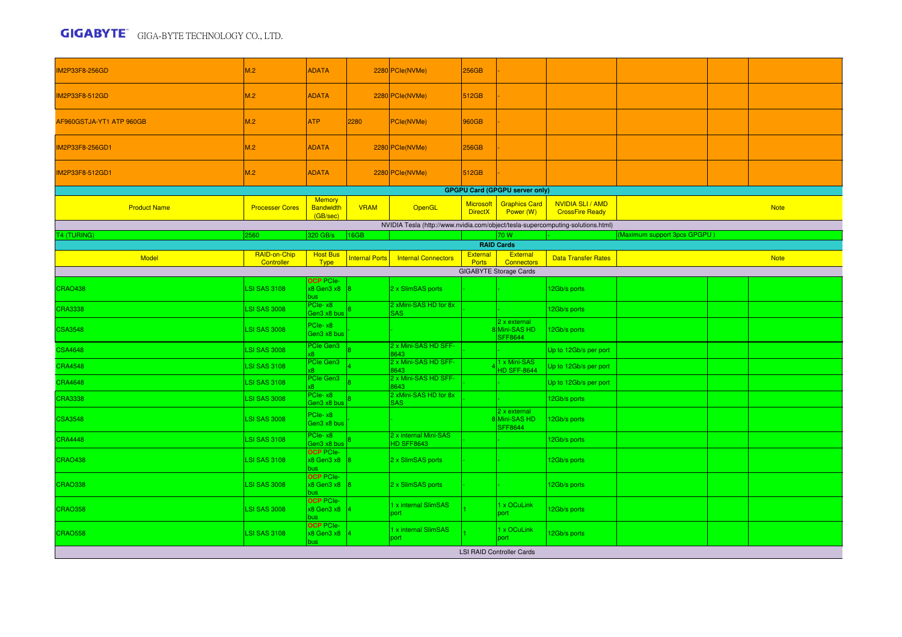| | | | | | | | | | | |
|---|---|---|---|---|---|---|---|---|---|---|
| IM2P33F8-256GD | M.2 | ADATA | 2280 | PCIe(NVMe) | 256GB | - | | | | |
| IM2P33F8-512GD | M.2 | ADATA | 2280 | PCIe(NVMe) | 512GB | - | | | | |
| AF960GSTJA-YT1 ATP 960GB | M.2 | ATP | 2280 | PCIe(NVMe) | 960GB | - | | | | |
| IM2P33F8-256GD1 | M.2 | ADATA | 2280 | PCIe(NVMe) | 256GB | - | | | | |
| IM2P33F8-512GD1 | M.2 | ADATA | 2280 | PCIe(NVMe) | 512GB | - | | | | |

**GPGPU Card (GPGPU server only)**

| Product Name | Processer Cores | Memory Bandwidth (GB/sec) | VRAM | OpenGL | Microsoft DirectX | Graphics Card Power (W) | NVIDIA SLI / AMD CrossFire Ready | Note |
|---|---|---|---|---|---|---|---|---|
| NVIDIA Tesla (http://www.nvidia.com/object/tesla-supercomputing-solutions.html) | | | | | | | | |
| T4 (TURING) | 2560 | 320 GB/s | 16GB | | | 70 W | - | (Maximum support 3pcs GPGPU ) |

**RAID Cards**

| Model | RAID-on-Chip Controller | Host Bus Type | Internal Ports | Internal Connectors | External Ports | External Connectors | Data Transfer Rates | Note |
|---|---|---|---|---|---|---|---|---|
| GIGABYTE Storage Cards | | | | | | | | |
| CRAO438 | LSI SAS 3108 | OCP PCIe-x8 Gen3 x8 bus | 8 | 2 x SlimSAS ports | - | - | 12Gb/s ports | |
| CRA3338 | LSI SAS 3008 | PCIe- x8 Gen3 x8 bus | 8 | 2 xMini-SAS HD for 8x SAS | - | - | 12Gb/s ports | |
| CSA3548 | LSI SAS 3008 | PCIe- x8 Gen3 x8 bus | - | - | 8 | 2 x external Mini-SAS HD SFF8644 | 12Gb/s ports | |
| CSA4648 | LSI SAS 3008 | PCIe Gen3 x8 | 8 | 2 x Mini-SAS HD SFF-8643 | - | - | Up to 12Gb/s per port | |
| CRA4548 | LSI SAS 3108 | PCIe Gen3 x8 | 4 | 2 x Mini-SAS HD SFF-8643 | 4 | 1 x Mini-SAS HD SFF-8644 | Up to 12Gb/s per port | |
| CRA4648 | LSI SAS 3108 | PCIe Gen3 x8 | 8 | 2 x Mini-SAS HD SFF-8643 | - | - | Up to 12Gb/s per port | |
| CRA3338 | LSI SAS 3008 | PCIe- x8 Gen3 x8 bus | 8 | 2 xMini-SAS HD for 8x SAS | - | - | 12Gb/s ports | |
| CSA3548 | LSI SAS 3008 | PCIe- x8 Gen3 x8 bus | - | - | 8 | 2 x external Mini-SAS HD SFF8644 | 12Gb/s ports | |
| CRA4448 | LSI SAS 3108 | PCIe- x8 Gen3 x8 bus | 8 | 2 x internal Mini-SAS HD SFF8643 | - | - | 12Gb/s ports | |
| CRAO438 | LSI SAS 3108 | OCP PCIe-x8 Gen3 x8 bus | 8 | 2 x SlimSAS ports | - | - | 12Gb/s ports | |
| CRAO338 | LSI SAS 3008 | OCP PCIe-x8 Gen3 x8 bus | 8 | 2 x SlimSAS ports | - | - | 12Gb/s ports | |
| CRAO358 | LSI SAS 3008 | OCP PCIe-x8 Gen3 x8 bus | 4 | 1 x internal SlimSAS port | 1 | 1 x OCuLink port | 12Gb/s ports | |
| CRAO558 | LSI SAS 3108 | OCP PCIe-x8 Gen3 x8 bus | 4 | 1 x internal SlimSAS port | 1 | 1 x OCuLink port | 12Gb/s ports | |
| LSI RAID Controller Cards | | | | | | | | |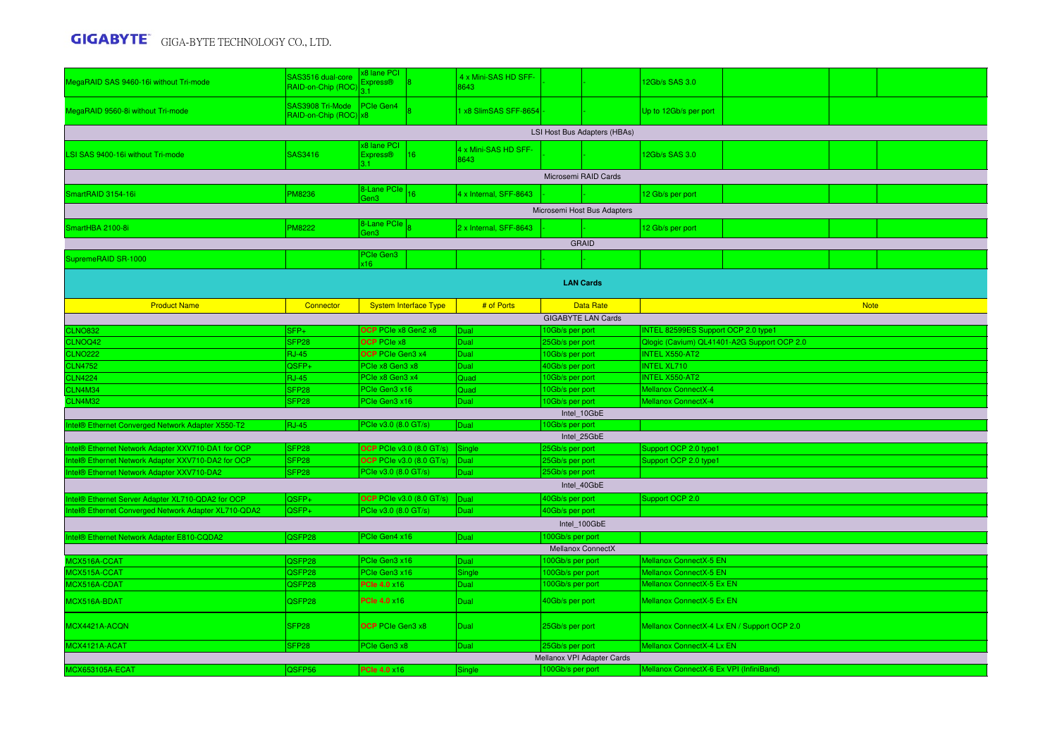| | | | | | | | | | | |
|---|---|---|---|---|---|---|---|---|---|---|
| MegaRAID SAS 9460-16i without Tri-mode | SAS3516 dual-core RAID-on-Chip (ROC) | x8 lane PCI Express® 3.1 | 8 | 4 x Mini-SAS HD SFF-8643 | - | - | 12Gb/s SAS 3.0 | | | |
| MegaRAID 9560-8i without Tri-mode | SAS3908 Tri-Mode RAID-on-Chip (ROC) | PCIe Gen4 x8 | 8 | 1 x8 SlimSAS SFF-8654 | - | - | Up to 12Gb/s per port | | | |
| LSI Host Bus Adapters (HBAs) | | | | | | | | | | |
| LSI SAS 9400-16i without Tri-mode | SAS3416 | x8 lane PCI Express® 3.1 | 16 | 4 x Mini-SAS HD SFF-8643 | - | - | 12Gb/s SAS 3.0 | | | |
| Microsemi RAID Cards | | | | | | | | | | |
| SmartRAID 3154-16i | PM8236 | 8-Lane PCIe Gen3 | 16 | 4 x Internal, SFF-8643 | - | - | 12 Gb/s per port | | | |
| Microsemi Host Bus Adapters | | | | | | | | | | |
| SmartHBA 2100-8i | PM8222 | 8-Lane PCIe Gen3 | 8 | 2 x Internal, SFF-8643 | - | - | 12 Gb/s per port | | | |
| GRAID | | | | | | | | | | |
| SupremeRAID SR-1000 | | PCIe Gen3 x16 | | | - | - | | | | |

**LAN Cards**

| Product Name | Connector | System Interface Type | # of Ports | Data Rate | Note |
|---|---|---|---|---|---|
| GIGABYTE LAN Cards | | | | | |
| CLNO832 | SFP+ | OCP PCIe x8 Gen2 x8 | Dual | 10Gb/s per port | INTEL 82599ES Support OCP 2.0 type1 |
| CLNOQ42 | SFP28 | OCP PCIe x8 | Dual | 25Gb/s per port | Qlogic (Cavium) QL41401-A2G Support OCP 2.0 |
| CLNO222 | RJ-45 | OCP PCIe Gen3 x4 | Dual | 10Gb/s per port | INTEL X550-AT2 |
| CLN4752 | QSFP+ | PCIe x8 Gen3 x8 | Dual | 40Gb/s per port | INTEL XL710 |
| CLN4224 | RJ-45 | PCIe x8 Gen3 x4 | Quad | 10Gb/s per port | INTEL X550-AT2 |
| CLN4M34 | SFP28 | PCIe Gen3 x16 | Quad | 10Gb/s per port | Mellanox ConnectX-4 |
| CLN4M32 | SFP28 | PCIe Gen3 x16 | Dual | 10Gb/s per port | Mellanox ConnectX-4 |
| Intel_10GbE | | | | | |
| Intel® Ethernet Converged Network Adapter X550-T2 | RJ-45 | PCIe v3.0 (8.0 GT/s) | Dual | 10Gb/s per port | |
| Intel_25GbE | | | | | |
| Intel® Ethernet Network Adapter XXV710-DA1 for OCP | SFP28 | OCP PCIe v3.0 (8.0 GT/s) | Single | 25Gb/s per port | Support OCP 2.0 type1 |
| Intel® Ethernet Network Adapter XXV710-DA2 for OCP | SFP28 | OCP PCIe v3.0 (8.0 GT/s) | Dual | 25Gb/s per port | Support OCP 2.0 type1 |
| Intel® Ethernet Network Adapter XXV710-DA2 | SFP28 | PCIe v3.0 (8.0 GT/s) | Dual | 25Gb/s per port | |
| Intel_40GbE | | | | | |
| Intel® Ethernet Server Adapter XL710-QDA2 for OCP | QSFP+ | OCP PCIe v3.0 (8.0 GT/s) | Dual | 40Gb/s per port | Support OCP 2.0 |
| Intel® Ethernet Converged Network Adapter XL710-QDA2 | QSFP+ | PCIe v3.0 (8.0 GT/s) | Dual | 40Gb/s per port | |
| Intel_100GbE | | | | | |
| Intel® Ethernet Network Adapter E810-CQDA2 | QSFP28 | PCIe Gen4 x16 | Dual | 100Gb/s per port | |
| Mellanox ConnectX | | | | | |
| MCX516A-CCAT | QSFP28 | PCIe Gen3 x16 | Dual | 100Gb/s per port | Mellanox ConnectX-5 EN |
| MCX515A-CCAT | QSFP28 | PCIe Gen3 x16 | Single | 100Gb/s per port | Mellanox ConnectX-5 EN |
| MCX516A-CDAT | QSFP28 | PCIe 4.0 x16 | Dual | 100Gb/s per port | Mellanox ConnectX-5 Ex EN |
| MCX516A-BDAT | QSFP28 | PCIe 4.0 x16 | Dual | 40Gb/s per port | Mellanox ConnectX-5 Ex EN |
| MCX4421A-ACQN | SFP28 | OCP PCIe Gen3 x8 | Dual | 25Gb/s per port | Mellanox ConnectX-4 Lx EN / Support OCP 2.0 |
| MCX4121A-ACAT | SFP28 | PCIe Gen3 x8 | Dual | 25Gb/s per port | Mellanox ConnectX-4 Lx EN |
| Mellanox VPI Adapter Cards | | | | | |
| MCX653105A-ECAT | QSFP56 | PCIe 4.0 x16 | Single | 100Gb/s per port | Mellanox ConnectX-6 Ex VPI (InfiniBand) |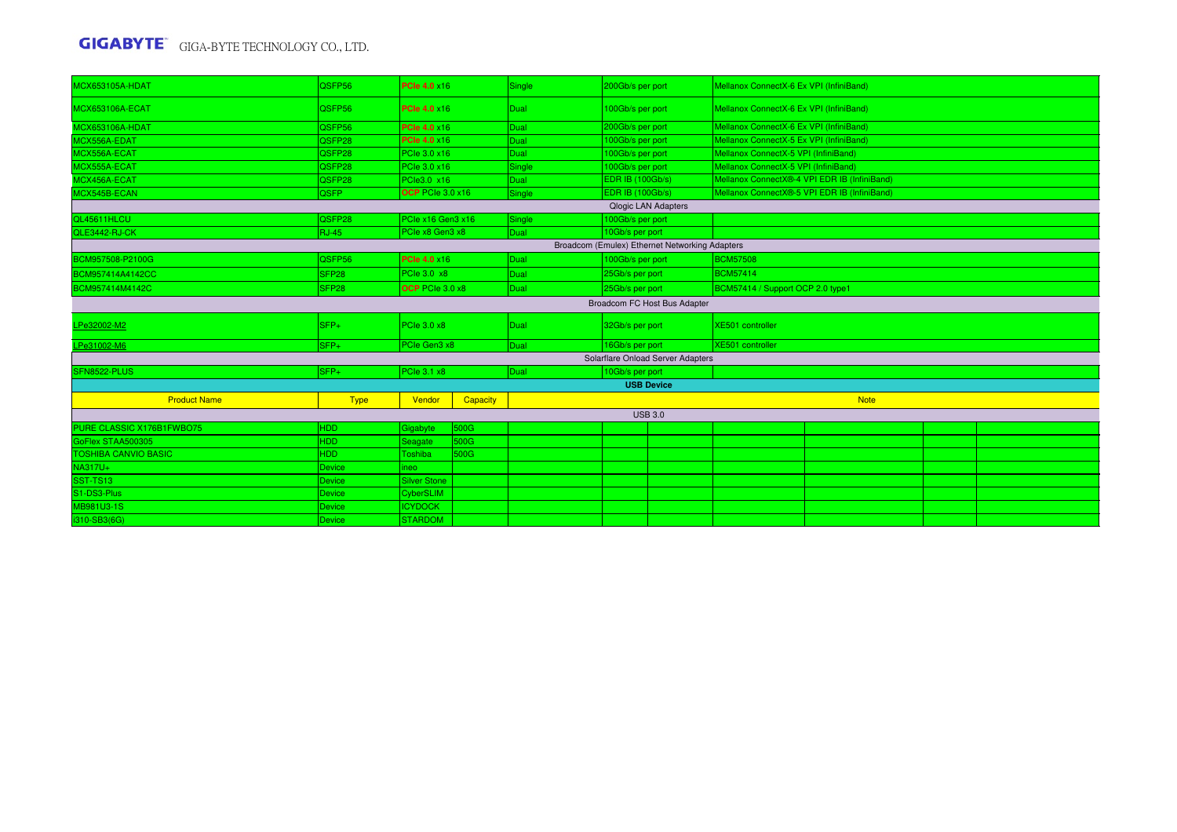| | | | | | |
|---|---|---|---|---|---|
| MCX653105A-HDAT | QSFP56 | PCIe 4.0 x16 | Single | 200Gb/s per port | Mellanox ConnectX-6 Ex VPI (InfiniBand) |
| MCX653106A-ECAT | QSFP56 | PCIe 4.0 x16 | Dual | 100Gb/s per port | Mellanox ConnectX-6 Ex VPI (InfiniBand) |
| MCX653106A-HDAT | QSFP56 | PCIe 4.0 x16 | Dual | 200Gb/s per port | Mellanox ConnectX-6 Ex VPI (InfiniBand) |
| MCX556A-EDAT | QSFP28 | PCIe 4.0 x16 | Dual | 100Gb/s per port | Mellanox ConnectX-5 Ex VPI (InfiniBand) |
| MCX556A-ECAT | QSFP28 | PCIe 3.0 x16 | Dual | 100Gb/s per port | Mellanox ConnectX-5 VPI (InfiniBand) |
| MCX555A-ECAT | QSFP28 | PCIe 3.0 x16 | Single | 100Gb/s per port | Mellanox ConnectX-5 VPI (InfiniBand) |
| MCX456A-ECAT | QSFP28 | PCIe3.0 x16 | Dual | EDR IB (100Gb/s) | Mellanox ConnectX®-4 VPI EDR IB (InfiniBand) |
| MCX545B-ECAN | QSFP | OCP PCIe 3.0 x16 | Single | EDR IB (100Gb/s) | Mellanox ConnectX®-5 VPI EDR IB (InfiniBand) |
| Qlogic LAN Adapters | | | | | |
| QL45611HLCU | QSFP28 | PCIe x16 Gen3 x16 | Single | 100Gb/s per port | |
| QLE3442-RJ-CK | RJ-45 | PCIe x8 Gen3 x8 | Dual | 10Gb/s per port | |
| Broadcom (Emulex) Ethernet Networking Adapters | | | | | |
| BCM957508-P2100G | QSFP56 | PCIe 4.0 x16 | Dual | 100Gb/s per port | BCM57508 |
| BCM957414A4142CC | SFP28 | PCIe 3.0 x8 | Dual | 25Gb/s per port | BCM57414 |
| BCM957414M4142C | SFP28 | OCP PCIe 3.0 x8 | Dual | 25Gb/s per port | BCM57414 / Support OCP 2.0 type1 |
| Broadcom FC Host Bus Adapter | | | | | |
| LPe32002-M2 | SFP+ | PCIe 3.0 x8 | Dual | 32Gb/s per port | XE501 controller |
| LPe31002-M6 | SFP+ | PCIe Gen3 x8 | Dual | 16Gb/s per port | XE501 controller |
| Solarflare Onload Server Adapters | | | | | |
| SFN8522-PLUS | SFP+ | PCIe 3.1 x8 | Dual | 10Gb/s per port | |

**USB Device**

| Product Name | Type | Vendor | Capacity | Note |
|---|---|---|---|---|
| USB 3.0 | | | | |
| PURE CLASSIC X176B1FWBO75 | HDD | Gigabyte | 500G | |
| GoFlex STAA500305 | HDD | Seagate | 500G | |
| TOSHIBA CANVIO BASIC | HDD | Toshiba | 500G | |
| NA317U+ | Device | ineo | | |
| SST-TS13 | Device | Silver Stone | | |
| S1-DS3-Plus | Device | CyberSLIM | | |
| MB981U3-1S | Device | ICYDOCK | | |
| i310-SB3(6G) | Device | STARDOM | | |